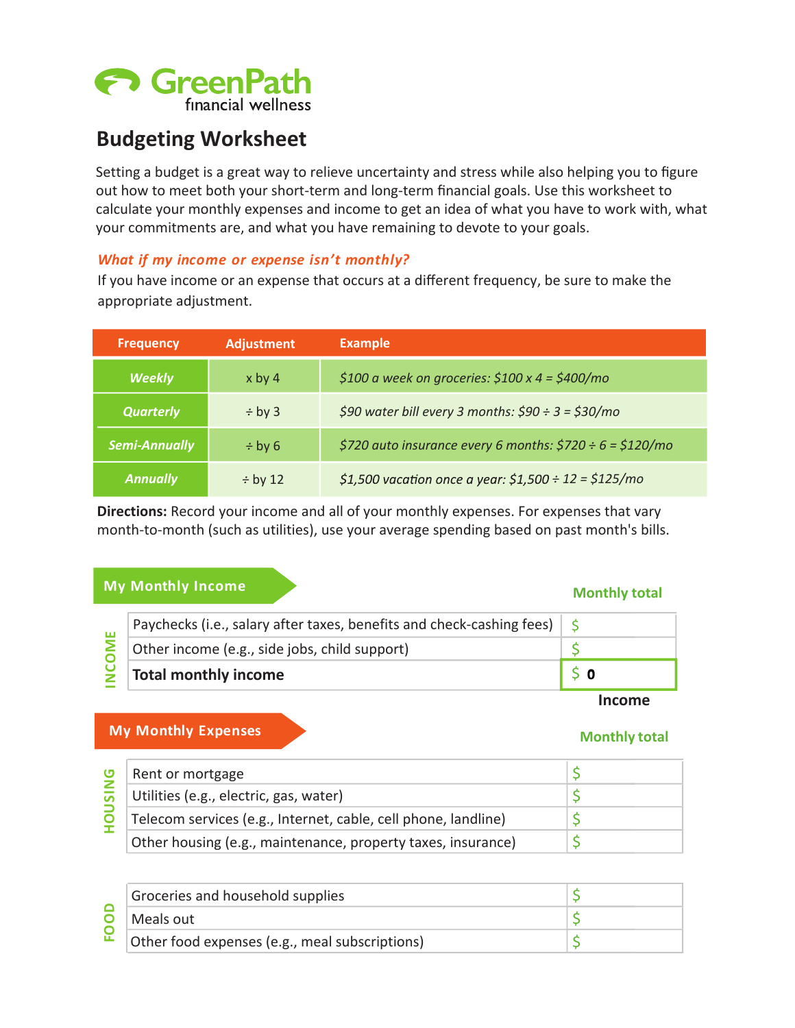GreenPath financial wellness

# Budgeting Worksheet

Setting a budget is a great way to relieve uncertainty and stress while also helping you to figure out how to meet both your short-term and long-term financial goals. Use this worksheet to calculate your monthly expenses and income to get an idea of what you have to work with, what your commitments are, and what you have remaining to devote to your goals.

***What if my income or expense isn't monthly?***

If you have income or an expense that occurs at a different frequency, be sure to make the appropriate adjustment.

| Frequency | Adjustment | Example |
|---|---|---|
| ***Weekly*** | x by 4 | *$100 a week on groceries: $100 x 4 = $400/mo* |
| ***Quarterly*** | ÷ by 3 | *$90 water bill every 3 months: $90 ÷ 3 = $30/mo* |
| ***Semi-Annually*** | ÷ by 6 | *$720 auto insurance every 6 months: $720 ÷ 6 = $120/mo* |
| ***Annually*** | ÷ by 12 | *$1,500 vacation once a year: $1,500 ÷ 12 = $125/mo* |

**Directions:** Record your income and all of your monthly expenses. For expenses that vary month-to-month (such as utilities), use your average spending based on past month's bills.

## My Monthly Income

| INCOME | | Monthly total |
|---|---|---|
| | Paychecks (i.e., salary after taxes, benefits and check-cashing fees) | $ |
| | Other income (e.g., side jobs, child support) | $ |
| | **Total monthly income** | $ **0** |

**Income**

## My Monthly Expenses

| HOUSING | | Monthly total |
|---|---|---|
| | Rent or mortgage | $ |
| | Utilities (e.g., electric, gas, water) | $ |
| | Telecom services (e.g., Internet, cable, cell phone, landline) | $ |
| | Other housing (e.g., maintenance, property taxes, insurance) | $ |

| FOOD | | Monthly total |
|---|---|---|
| | Groceries and household supplies | $ |
| | Meals out | $ |
| | Other food expenses (e.g., meal subscriptions) | $ |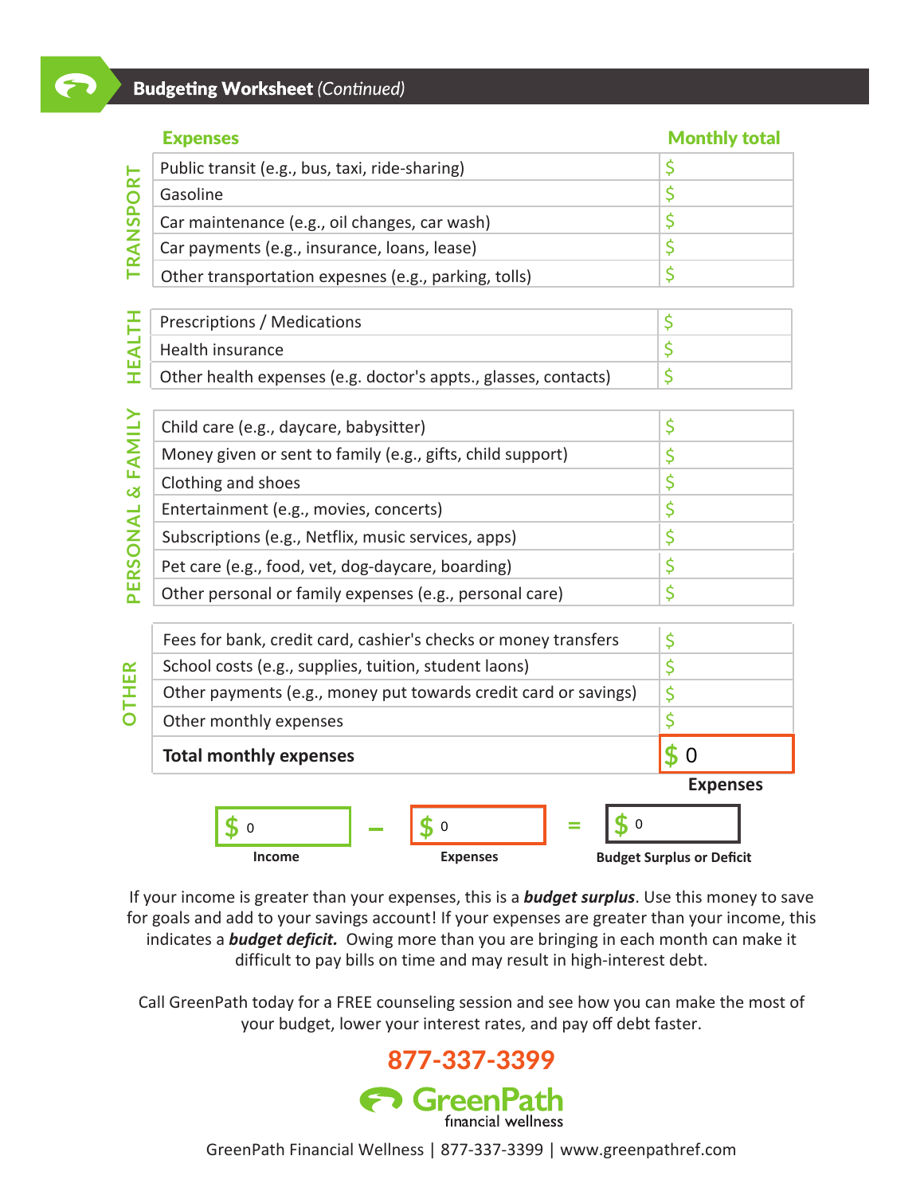## Budgeting Worksheet *(Continued)*

| | Expenses | Monthly total |
|---|---|---|
| TRANSPORT | Public transit (e.g., bus, taxi, ride-sharing) | $ |
| | Gasoline | $ |
| | Car maintenance (e.g., oil changes, car wash) | $ |
| | Car payments (e.g., insurance, loans, lease) | $ |
| | Other transportation expesnes (e.g., parking, tolls) | $ |
| HEALTH | Prescriptions / Medications | $ |
| | Health insurance | $ |
| | Other health expenses (e.g. doctor's appts., glasses, contacts) | $ |
| PERSONAL & FAMILY | Child care (e.g., daycare, babysitter) | $ |
| | Money given or sent to family (e.g., gifts, child support) | $ |
| | Clothing and shoes | $ |
| | Entertainment (e.g., movies, concerts) | $ |
| | Subscriptions (e.g., Netflix, music services, apps) | $ |
| | Pet care (e.g., food, vet, dog-daycare, boarding) | $ |
| | Other personal or family expenses (e.g., personal care) | $ |
| OTHER | Fees for bank, credit card, cashier's checks or money transfers | $ |
| | School costs (e.g., supplies, tuition, student laons) | $ |
| | Other payments (e.g., money put towards credit card or savings) | $ |
| | Other monthly expenses | $ |
| | **Total monthly expenses** | $ 0 |

**Expenses**

| Income | | Expenses | | Budget Surplus or Deficit |
|---|---|---|---|---|
| $ 0 | – | $ 0 | = | $ 0 |

If your income is greater than your expenses, this is a ***budget surplus***. Use this money to save for goals and add to your savings account! If your expenses are greater than your income, this indicates a ***budget deficit.*** Owing more than you are bringing in each month can make it difficult to pay bills on time and may result in high-interest debt.

Call GreenPath today for a FREE counseling session and see how you can make the most of your budget, lower your interest rates, and pay off debt faster.

**877-337-3399**

GreenPath financial wellness

GreenPath Financial Wellness | 877-337-3399 | www.greenpathref.com